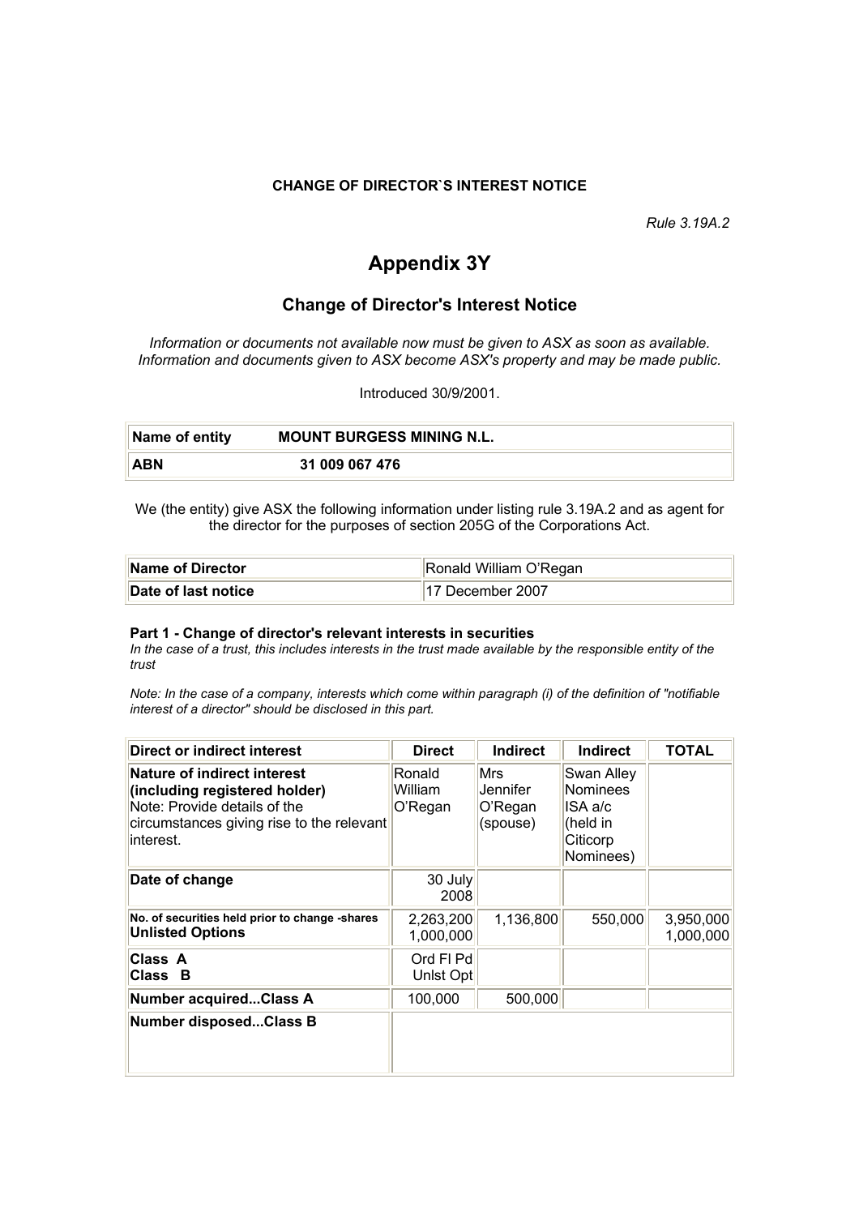**CHANGE OF DIRECTOR`S INTEREST NOTICE**

*Rule 3.19A.2*

# Appendix 3Y

## Change of Director's Interest Notice

*Information or documents not available now must be given to ASX as soon as available. Information and documents given to ASX become ASX's property and may be made public.*

Introduced 30/9/2001.

| **Name of entity** | **MOUNT BURGESS MINING N.L.** |
|---|---|
| **ABN** | **31 009 067 476** |

We (the entity) give ASX the following information under listing rule 3.19A.2 and as agent for the director for the purposes of section 205G of the Corporations Act.

| **Name of Director** | Ronald William O'Regan |
|---|---|
| **Date of last notice** | 17 December 2007 |

### Part 1 - Change of director's relevant interests in securities

*In the case of a trust, this includes interests in the trust made available by the responsible entity of the trust*

*Note: In the case of a company, interests which come within paragraph (i) of the definition of "notifiable interest of a director" should be disclosed in this part.*

| **Direct or indirect interest** | **Direct** | **Indirect** | **Indirect** | **TOTAL** |
|---|---|---|---|---|
| **Nature of indirect interest (including registered holder)** Note: Provide details of the circumstances giving rise to the relevant interest. | Ronald William O'Regan | Mrs Jennifer O'Regan (spouse) | Swan Alley Nominees ISA a/c (held in Citicorp Nominees) | |
| **Date of change** | 30 July 2008 | | | |
| **No. of securities held prior to change -shares** **Unlisted Options** | 2,263,200 1,000,000 | 1,136,800 | 550,000 | 3,950,000 1,000,000 |
| **Class A** **Class B** | Ord Fl Pd Unlst Opt | | | |
| **Number acquired...Class A** | 100,000 | 500,000 | | |
| **Number disposed...Class B** | | | | |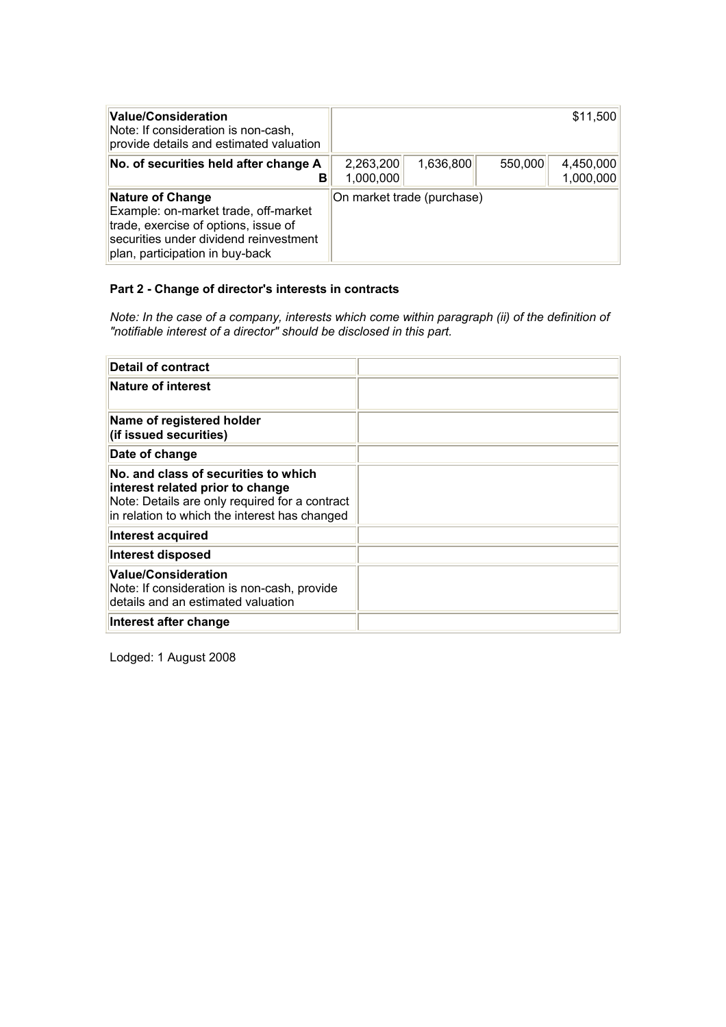| | | | | |
|---|---|---|---|---|
| **Value/Consideration**<br>Note: If consideration is non-cash, provide details and estimated valuation | | | | $11,500 |
| **No. of securities held after change A**<br>**B** | 2,263,200<br>1,000,000 | 1,636,800 | 550,000 | 4,450,000<br>1,000,000 |
| **Nature of Change**<br>Example: on-market trade, off-market trade, exercise of options, issue of securities under dividend reinvestment plan, participation in buy-back | On market trade (purchase) | | | |

**Part 2 - Change of director's interests in contracts**

*Note: In the case of a company, interests which come within paragraph (ii) of the definition of "notifiable interest of a director" should be disclosed in this part.*

| | |
|---|---|
| **Detail of contract** | |
| **Nature of interest** | |
| **Name of registered holder**<br>**(if issued securities)** | |
| **Date of change** | |
| **No. and class of securities to which interest related prior to change**<br>Note: Details are only required for a contract in relation to which the interest has changed | |
| **Interest acquired** | |
| **Interest disposed** | |
| **Value/Consideration**<br>Note: If consideration is non-cash, provide details and an estimated valuation | |
| **Interest after change** | |

Lodged: 1 August 2008